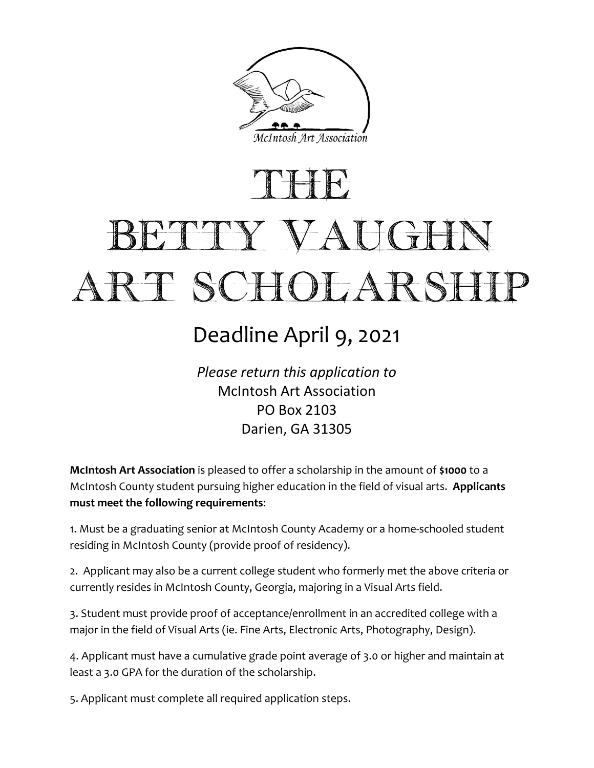McIntosh Art Association

# THE BETTY VAUGHN ART SCHOLARSHIP

## Deadline April 9, 2021

*Please return this application to*
McIntosh Art Association
PO Box 2103
Darien, GA 31305

**McIntosh Art Association** is pleased to offer a scholarship in the amount of **$1000** to a McIntosh County student pursuing higher education in the field of visual arts. **Applicants must meet the following requirements**:

1. Must be a graduating senior at McIntosh County Academy or a home-schooled student residing in McIntosh County (provide proof of residency).

2. Applicant may also be a current college student who formerly met the above criteria or currently resides in McIntosh County, Georgia, majoring in a Visual Arts field.

3. Student must provide proof of acceptance/enrollment in an accredited college with a major in the field of Visual Arts (ie. Fine Arts, Electronic Arts, Photography, Design).

4. Applicant must have a cumulative grade point average of 3.0 or higher and maintain at least a 3.0 GPA for the duration of the scholarship.

5. Applicant must complete all required application steps.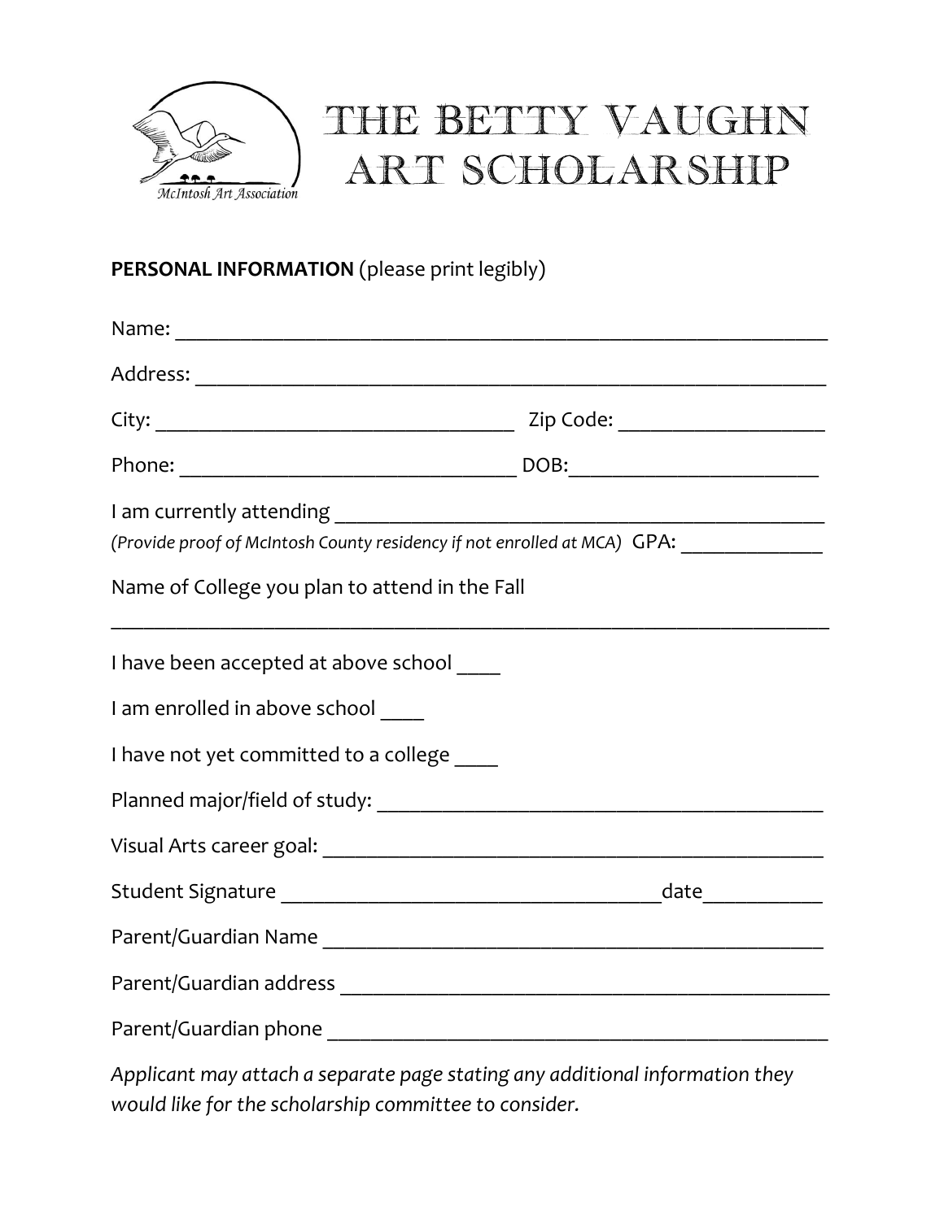McIntosh Art Association

# THE BETTY VAUGHN ART SCHOLARSHIP

**PERSONAL INFORMATION** (please print legibly)

Name: ______________________________________________________________

Address: ____________________________________________________________

City: ________________________________ Zip Code: ___________________

Phone: _____________________________ DOB:_______________________

I am currently attending ____________________________________________

*(Provide proof of McIntosh County residency if not enrolled at MCA)* GPA: _____________

Name of College you plan to attend in the Fall

_____________________________________________________________________

I have been accepted at above school ____

I am enrolled in above school ____

I have not yet committed to a college ____

Planned major/field of study: ________________________________________

Visual Arts career goal: ____________________________________________

Student Signature __________________________________date___________

Parent/Guardian Name ______________________________________________

Parent/Guardian address ____________________________________________

Parent/Guardian phone ______________________________________________

*Applicant may attach a separate page stating any additional information they would like for the scholarship committee to consider.*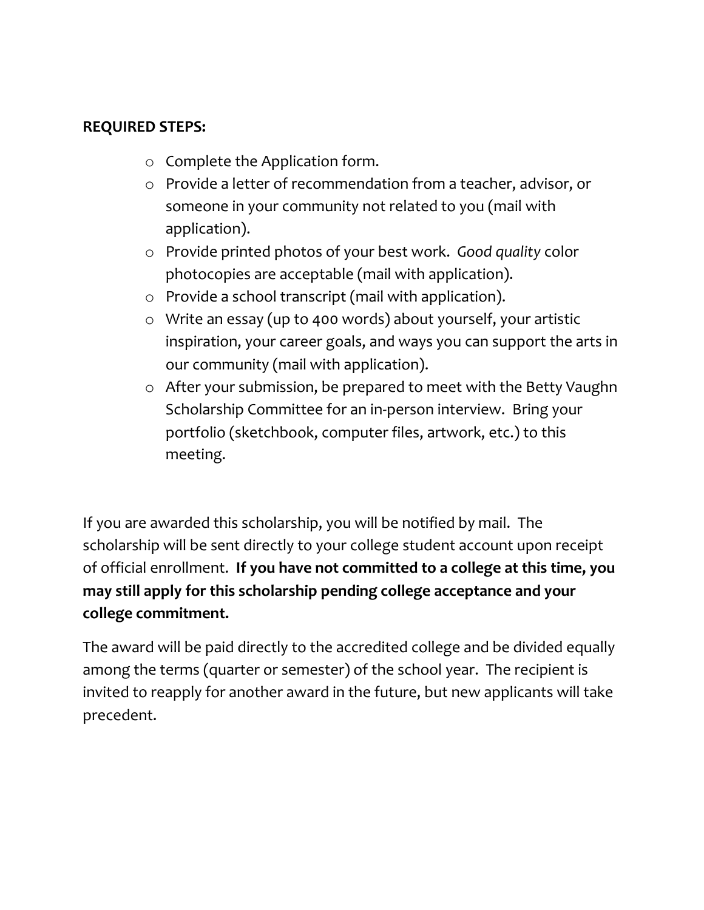**REQUIRED STEPS:**

- Complete the Application form.
- Provide a letter of recommendation from a teacher, advisor, or someone in your community not related to you (mail with application).
- Provide printed photos of your best work. *Good quality* color photocopies are acceptable (mail with application).
- Provide a school transcript (mail with application).
- Write an essay (up to 400 words) about yourself, your artistic inspiration, your career goals, and ways you can support the arts in our community (mail with application).
- After your submission, be prepared to meet with the Betty Vaughn Scholarship Committee for an in-person interview. Bring your portfolio (sketchbook, computer files, artwork, etc.) to this meeting.

If you are awarded this scholarship, you will be notified by mail. The scholarship will be sent directly to your college student account upon receipt of official enrollment. **If you have not committed to a college at this time, you may still apply for this scholarship pending college acceptance and your college commitment.**

The award will be paid directly to the accredited college and be divided equally among the terms (quarter or semester) of the school year. The recipient is invited to reapply for another award in the future, but new applicants will take precedent.